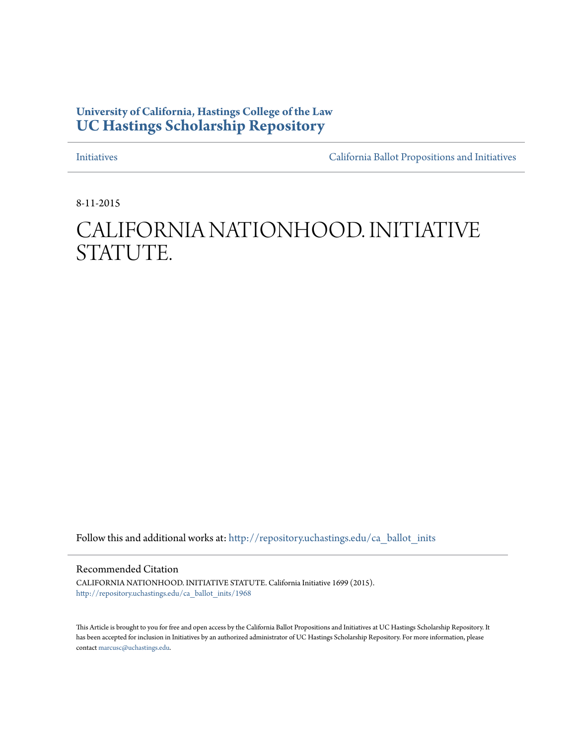**University of California, Hastings College of the Law**
**UC Hastings Scholarship Repository**

Initiatives | California Ballot Propositions and Initiatives

8-11-2015

# CALIFORNIA NATIONHOOD. INITIATIVE STATUTE.

Follow this and additional works at: http://repository.uchastings.edu/ca_ballot_inits

Recommended Citation

CALIFORNIA NATIONHOOD. INITIATIVE STATUTE. California Initiative 1699 (2015).
http://repository.uchastings.edu/ca_ballot_inits/1968

This Article is brought to you for free and open access by the California Ballot Propositions and Initiatives at UC Hastings Scholarship Repository. It has been accepted for inclusion in Initiatives by an authorized administrator of UC Hastings Scholarship Repository. For more information, please contact marcusc@uchastings.edu.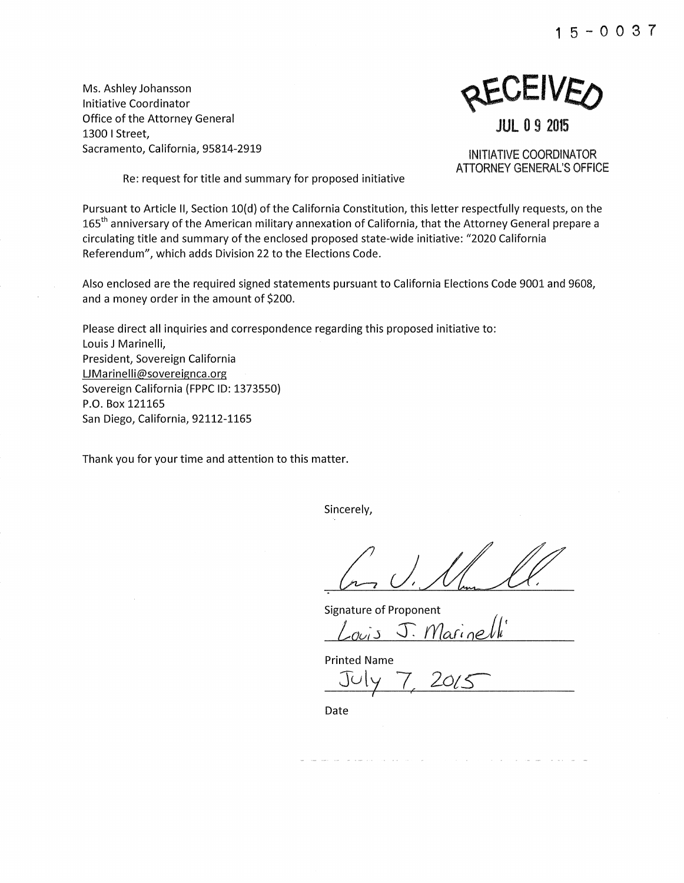15-0037

Ms. Ashley Johansson
Initiative Coordinator
Office of the Attorney General
1300 I Street,
Sacramento, California, 95814-2919

RECEIVED
JUL 09 2015
INITIATIVE COORDINATOR
ATTORNEY GENERAL'S OFFICE

Re: request for title and summary for proposed initiative

Pursuant to Article II, Section 10(d) of the California Constitution, this letter respectfully requests, on the 165th anniversary of the American military annexation of California, that the Attorney General prepare a circulating title and summary of the enclosed proposed state-wide initiative: "2020 California Referendum", which adds Division 22 to the Elections Code.

Also enclosed are the required signed statements pursuant to California Elections Code 9001 and 9608, and a money order in the amount of $200.

Please direct all inquiries and correspondence regarding this proposed initiative to:
Louis J Marinelli,
President, Sovereign California
LJMarinelli@sovereignca.org
Sovereign California (FPPC ID: 1373550)
P.O. Box 121165
San Diego, California, 92112-1165

Thank you for your time and attention to this matter.

Sincerely,

Signature of Proponent

Louis J. Marinelli

Printed Name

July 7, 2015

Date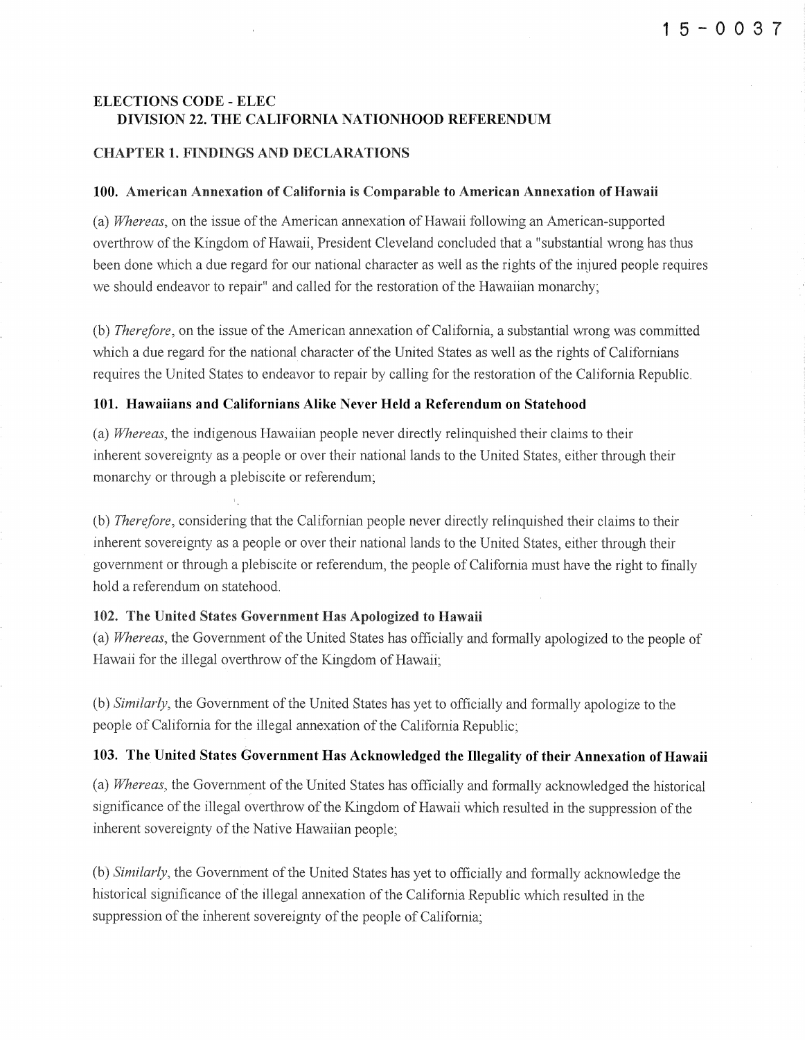## ELECTIONS CODE - ELEC
### DIVISION 22. THE CALIFORNIA NATIONHOOD REFERENDUM

### CHAPTER 1. FINDINGS AND DECLARATIONS

#### 100. American Annexation of California is Comparable to American Annexation of Hawaii

(a) *Whereas*, on the issue of the American annexation of Hawaii following an American-supported overthrow of the Kingdom of Hawaii, President Cleveland concluded that a "substantial wrong has thus been done which a due regard for our national character as well as the rights of the injured people requires we should endeavor to repair" and called for the restoration of the Hawaiian monarchy;

(b) *Therefore*, on the issue of the American annexation of California, a substantial wrong was committed which a due regard for the national character of the United States as well as the rights of Californians requires the United States to endeavor to repair by calling for the restoration of the California Republic.

#### 101. Hawaiians and Californians Alike Never Held a Referendum on Statehood

(a) *Whereas*, the indigenous Hawaiian people never directly relinquished their claims to their inherent sovereignty as a people or over their national lands to the United States, either through their monarchy or through a plebiscite or referendum;

(b) *Therefore*, considering that the Californian people never directly relinquished their claims to their inherent sovereignty as a people or over their national lands to the United States, either through their government or through a plebiscite or referendum, the people of California must have the right to finally hold a referendum on statehood.

#### 102. The United States Government Has Apologized to Hawaii

(a) *Whereas*, the Government of the United States has officially and formally apologized to the people of Hawaii for the illegal overthrow of the Kingdom of Hawaii;

(b) *Similarly*, the Government of the United States has yet to officially and formally apologize to the people of California for the illegal annexation of the California Republic;

#### 103. The United States Government Has Acknowledged the Illegality of their Annexation of Hawaii

(a) *Whereas*, the Government of the United States has officially and formally acknowledged the historical significance of the illegal overthrow of the Kingdom of Hawaii which resulted in the suppression of the inherent sovereignty of the Native Hawaiian people;

(b) *Similarly*, the Government of the United States has yet to officially and formally acknowledge the historical significance of the illegal annexation of the California Republic which resulted in the suppression of the inherent sovereignty of the people of California;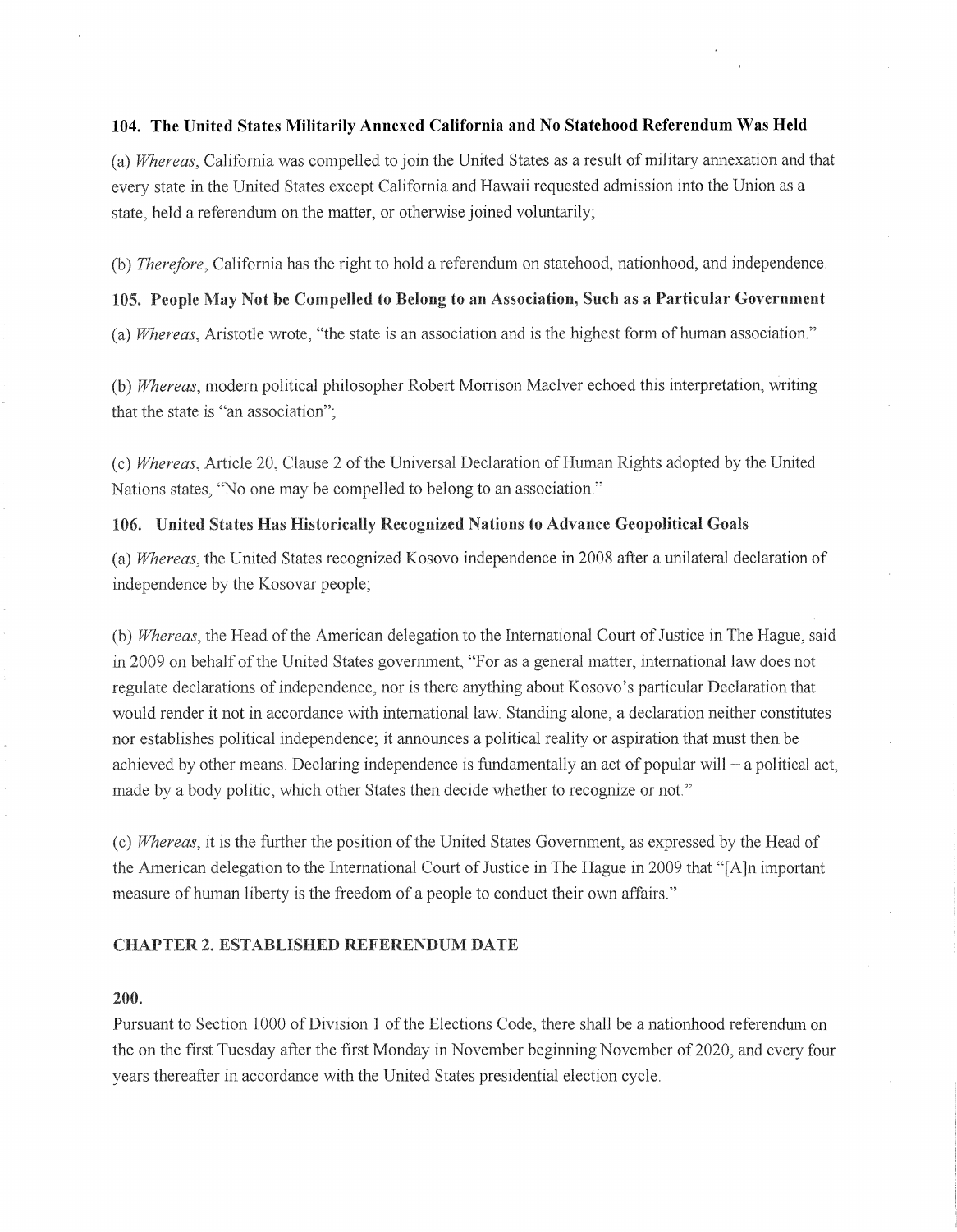### 104. The United States Militarily Annexed California and No Statehood Referendum Was Held

(a) *Whereas*, California was compelled to join the United States as a result of military annexation and that every state in the United States except California and Hawaii requested admission into the Union as a state, held a referendum on the matter, or otherwise joined voluntarily;

(b) *Therefore*, California has the right to hold a referendum on statehood, nationhood, and independence.

### 105. People May Not be Compelled to Belong to an Association, Such as a Particular Government

(a) *Whereas*, Aristotle wrote, "the state is an association and is the highest form of human association."

(b) *Whereas*, modern political philosopher Robert Morrison MacIver echoed this interpretation, writing that the state is "an association";

(c) *Whereas*, Article 20, Clause 2 of the Universal Declaration of Human Rights adopted by the United Nations states, "No one may be compelled to belong to an association."

### 106. United States Has Historically Recognized Nations to Advance Geopolitical Goals

(a) *Whereas*, the United States recognized Kosovo independence in 2008 after a unilateral declaration of independence by the Kosovar people;

(b) *Whereas*, the Head of the American delegation to the International Court of Justice in The Hague, said in 2009 on behalf of the United States government, "For as a general matter, international law does not regulate declarations of independence, nor is there anything about Kosovo's particular Declaration that would render it not in accordance with international law. Standing alone, a declaration neither constitutes nor establishes political independence; it announces a political reality or aspiration that must then be achieved by other means. Declaring independence is fundamentally an act of popular will – a political act, made by a body politic, which other States then decide whether to recognize or not."

(c) *Whereas*, it is the further the position of the United States Government, as expressed by the Head of the American delegation to the International Court of Justice in The Hague in 2009 that "[A]n important measure of human liberty is the freedom of a people to conduct their own affairs."

## CHAPTER 2. ESTABLISHED REFERENDUM DATE

### 200.

Pursuant to Section 1000 of Division 1 of the Elections Code, there shall be a nationhood referendum on the on the first Tuesday after the first Monday in November beginning November of 2020, and every four years thereafter in accordance with the United States presidential election cycle.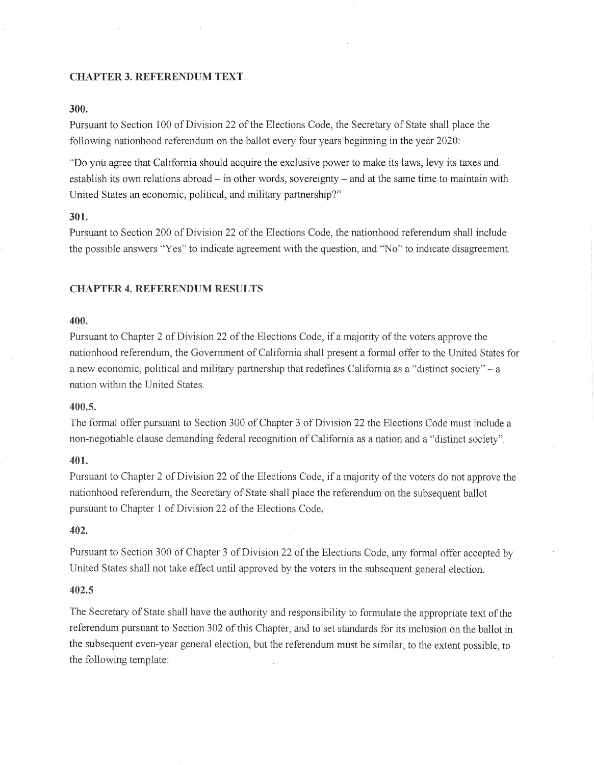## CHAPTER 3. REFERENDUM TEXT

### 300.

Pursuant to Section 100 of Division 22 of the Elections Code, the Secretary of State shall place the following nationhood referendum on the ballot every four years beginning in the year 2020:

"Do you agree that California should acquire the exclusive power to make its laws, levy its taxes and establish its own relations abroad – in other words, sovereignty – and at the same time to maintain with United States an economic, political, and military partnership?"

### 301.

Pursuant to Section 200 of Division 22 of the Elections Code, the nationhood referendum shall include the possible answers "Yes" to indicate agreement with the question, and "No" to indicate disagreement.

## CHAPTER 4. REFERENDUM RESULTS

### 400.

Pursuant to Chapter 2 of Division 22 of the Elections Code, if a majority of the voters approve the nationhood referendum, the Government of California shall present a formal offer to the United States for a new economic, political and military partnership that redefines California as a "distinct society" – a nation within the United States.

### 400.5.

The formal offer pursuant to Section 300 of Chapter 3 of Division 22 the Elections Code must include a non-negotiable clause demanding federal recognition of California as a nation and a "distinct society".

### 401.

Pursuant to Chapter 2 of Division 22 of the Elections Code, if a majority of the voters do not approve the nationhood referendum, the Secretary of State shall place the referendum on the subsequent ballot pursuant to Chapter 1 of Division 22 of the Elections Code.

### 402.

Pursuant to Section 300 of Chapter 3 of Division 22 of the Elections Code, any formal offer accepted by United States shall not take effect until approved by the voters in the subsequent general election.

### 402.5

The Secretary of State shall have the authority and responsibility to formulate the appropriate text of the referendum pursuant to Section 302 of this Chapter, and to set standards for its inclusion on the ballot in the subsequent even-year general election, but the referendum must be similar, to the extent possible, to the following template: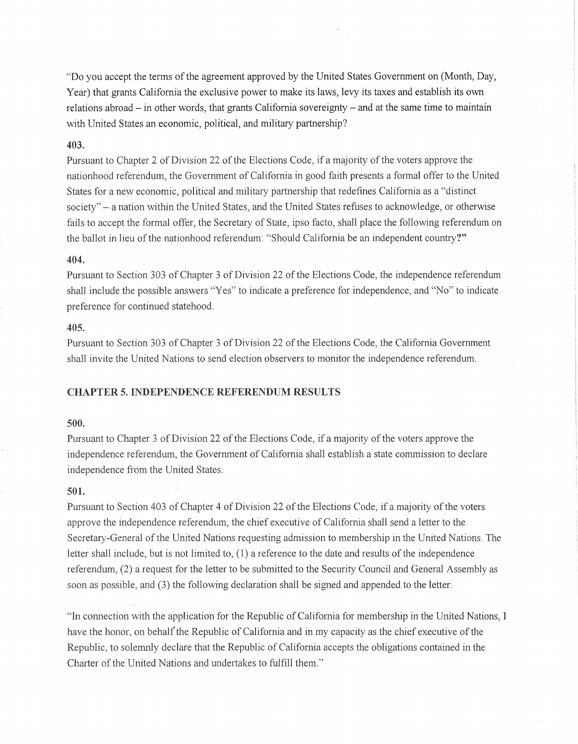"Do you accept the terms of the agreement approved by the United States Government on (Month, Day, Year) that grants California the exclusive power to make its laws, levy its taxes and establish its own relations abroad – in other words, that grants California sovereignty – and at the same time to maintain with United States an economic, political, and military partnership?

**403.**

Pursuant to Chapter 2 of Division 22 of the Elections Code, if a majority of the voters approve the nationhood referendum, the Government of California in good faith presents a formal offer to the United States for a new economic, political and military partnership that redefines California as a "distinct society" – a nation within the United States, and the United States refuses to acknowledge, or otherwise fails to accept the formal offer, the Secretary of State, ipso facto, shall place the following referendum on the ballot in lieu of the nationhood referendum: "Should California be an independent country?"

**404.**

Pursuant to Section 303 of Chapter 3 of Division 22 of the Elections Code, the independence referendum shall include the possible answers "Yes" to indicate a preference for independence, and "No" to indicate preference for continued statehood.

**405.**

Pursuant to Section 303 of Chapter 3 of Division 22 of the Elections Code, the California Government shall invite the United Nations to send election observers to monitor the independence referendum.

## CHAPTER 5. INDEPENDENCE REFERENDUM RESULTS

**500.**

Pursuant to Chapter 3 of Division 22 of the Elections Code, if a majority of the voters approve the independence referendum, the Government of California shall establish a state commission to declare independence from the United States.

**501.**

Pursuant to Section 403 of Chapter 4 of Division 22 of the Elections Code, if a majority of the voters approve the independence referendum, the chief executive of California shall send a letter to the Secretary-General of the United Nations requesting admission to membership in the United Nations. The letter shall include, but is not limited to, (1) a reference to the date and results of the independence referendum, (2) a request for the letter to be submitted to the Security Council and General Assembly as soon as possible, and (3) the following declaration shall be signed and appended to the letter:

"In connection with the application for the Republic of California for membership in the United Nations, I have the honor, on behalf the Republic of California and in my capacity as the chief executive of the Republic, to solemnly declare that the Republic of California accepts the obligations contained in the Charter of the United Nations and undertakes to fulfill them."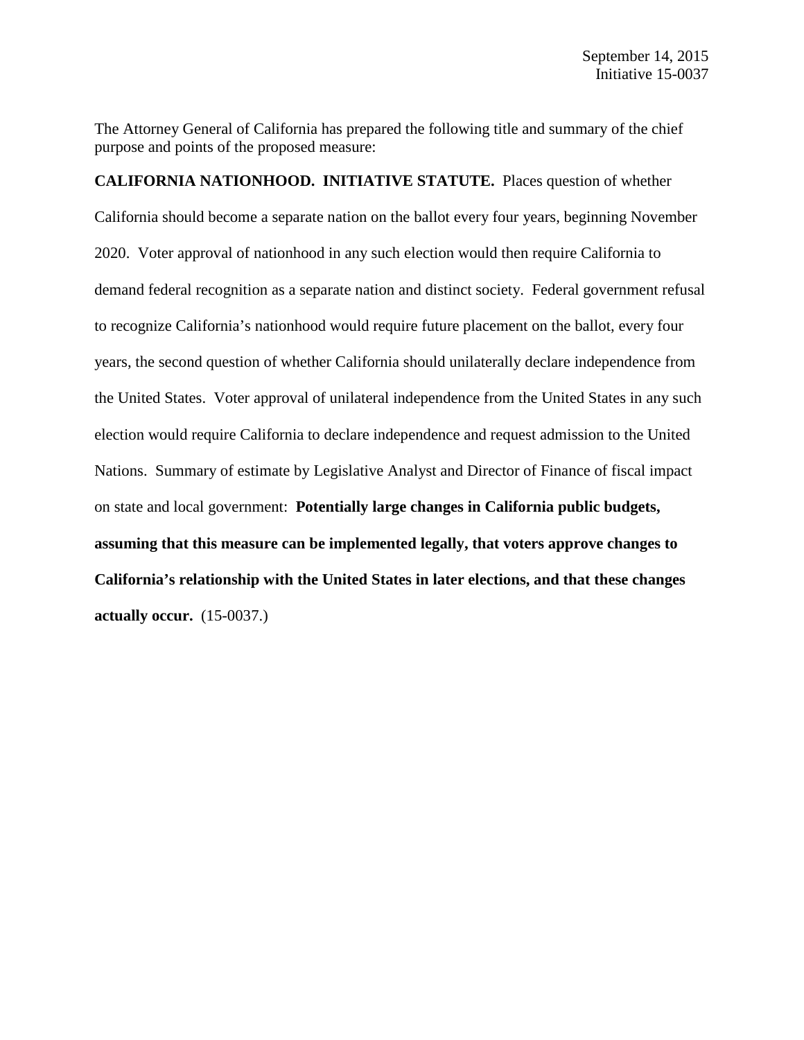September 14, 2015
Initiative 15-0037

The Attorney General of California has prepared the following title and summary of the chief purpose and points of the proposed measure:

**CALIFORNIA NATIONHOOD. INITIATIVE STATUTE.** Places question of whether California should become a separate nation on the ballot every four years, beginning November 2020. Voter approval of nationhood in any such election would then require California to demand federal recognition as a separate nation and distinct society. Federal government refusal to recognize California's nationhood would require future placement on the ballot, every four years, the second question of whether California should unilaterally declare independence from the United States. Voter approval of unilateral independence from the United States in any such election would require California to declare independence and request admission to the United Nations. Summary of estimate by Legislative Analyst and Director of Finance of fiscal impact on state and local government: **Potentially large changes in California public budgets, assuming that this measure can be implemented legally, that voters approve changes to California's relationship with the United States in later elections, and that these changes actually occur.** (15-0037.)